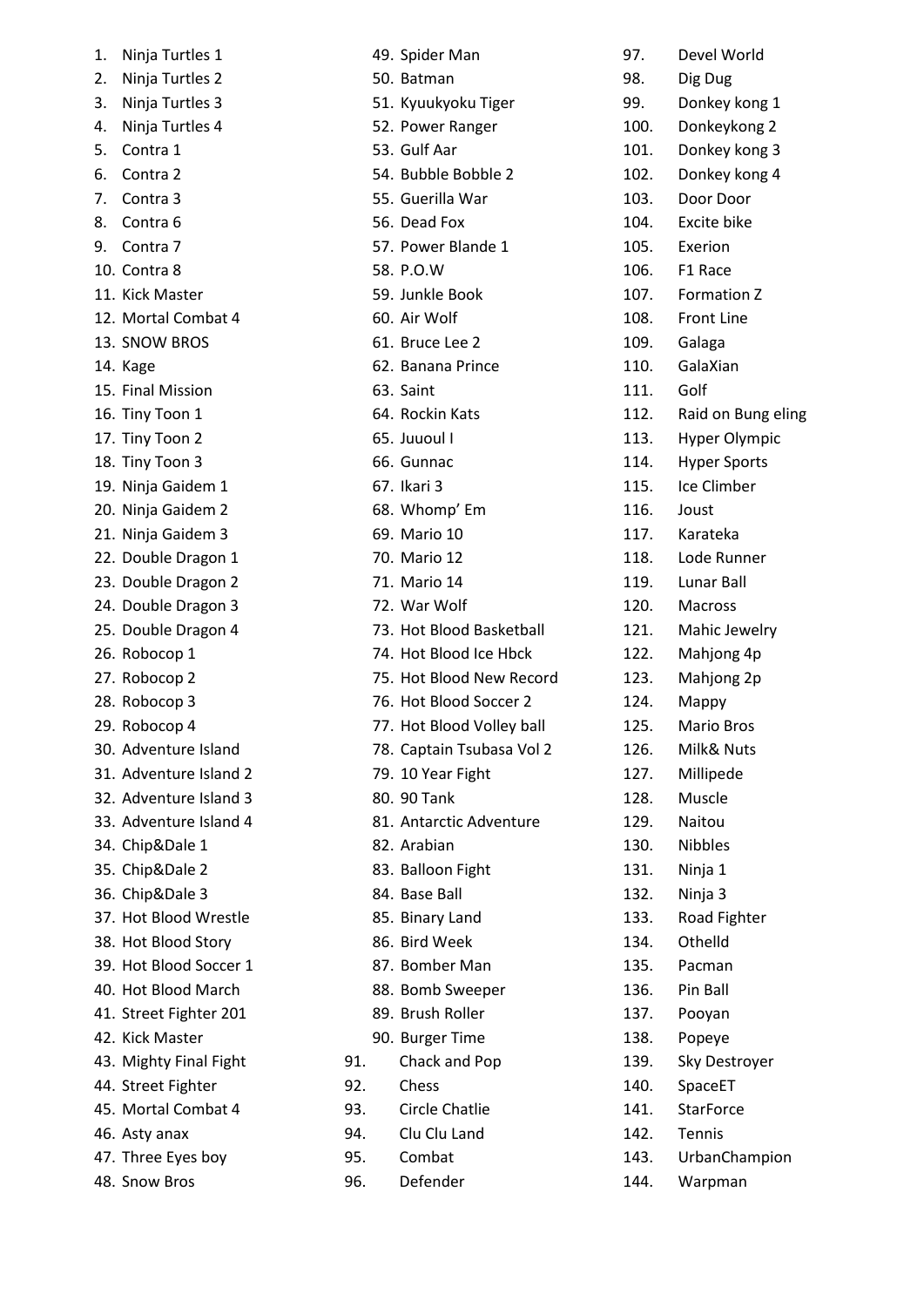1. Ninja Turtles 1
2. Ninja Turtles 2
3. Ninja Turtles 3
4. Ninja Turtles 4
5. Contra 1
6. Contra 2
7. Contra 3
8. Contra 6
9. Contra 7
10. Contra 8
11. Kick Master
12. Mortal Combat 4
13. SNOW BROS
14. Kage
15. Final Mission
16. Tiny Toon 1
17. Tiny Toon 2
18. Tiny Toon 3
19. Ninja Gaidem 1
20. Ninja Gaidem 2
21. Ninja Gaidem 3
22. Double Dragon 1
23. Double Dragon 2
24. Double Dragon 3
25. Double Dragon 4
26. Robocop 1
27. Robocop 2
28. Robocop 3
29. Robocop 4
30. Adventure Island
31. Adventure Island 2
32. Adventure Island 3
33. Adventure Island 4
34. Chip&Dale 1
35. Chip&Dale 2
36. Chip&Dale 3
37. Hot Blood Wrestle
38. Hot Blood Story
39. Hot Blood Soccer 1
40. Hot Blood March
41. Street Fighter 201
42. Kick Master
43. Mighty Final Fight
44. Street Fighter
45. Mortal Combat 4
46. Asty anax
47. Three Eyes boy
48. Snow Bros
49. Spider Man
50. Batman
51. Kyuukyoku Tiger
52. Power Ranger
53. Gulf Aar
54. Bubble Bobble 2
55. Guerilla War
56. Dead Fox
57. Power Blande 1
58. P.O.W
59. Junkle Book
60. Air Wolf
61. Bruce Lee 2
62. Banana Prince
63. Saint
64. Rockin Kats
65. Juuoul I
66. Gunnac
67. Ikari 3
68. Whomp' Em
69. Mario 10
70. Mario 12
71. Mario 14
72. War Wolf
73. Hot Blood Basketball
74. Hot Blood Ice Hbck
75. Hot Blood New Record
76. Hot Blood Soccer 2
77. Hot Blood Volley ball
78. Captain Tsubasa Vol 2
79. 10 Year Fight
80. 90 Tank
81. Antarctic Adventure
82. Arabian
83. Balloon Fight
84. Base Ball
85. Binary Land
86. Bird Week
87. Bomber Man
88. Bomb Sweeper
89. Brush Roller
90. Burger Time
91. Chack and Pop
92. Chess
93. Circle Chatlie
94. Clu Clu Land
95. Combat
96. Defender
97. Devel World
98. Dig Dug
99. Donkey kong 1
100. Donkeykong 2
101. Donkey kong 3
102. Donkey kong 4
103. Door Door
104. Excite bike
105. Exerion
106. F1 Race
107. Formation Z
108. Front Line
109. Galaga
110. GalaXian
111. Golf
112. Raid on Bung eling
113. Hyper Olympic
114. Hyper Sports
115. Ice Climber
116. Joust
117. Karateka
118. Lode Runner
119. Lunar Ball
120. Macross
121. Mahic Jewelry
122. Mahjong 4p
123. Mahjong 2p
124. Mappy
125. Mario Bros
126. Milk& Nuts
127. Millipede
128. Muscle
129. Naitou
130. Nibbles
131. Ninja 1
132. Ninja 3
133. Road Fighter
134. Othelld
135. Pacman
136. Pin Ball
137. Pooyan
138. Popeye
139. Sky Destroyer
140. SpaceET
141. StarForce
142. Tennis
143. UrbanChampion
144. Warpman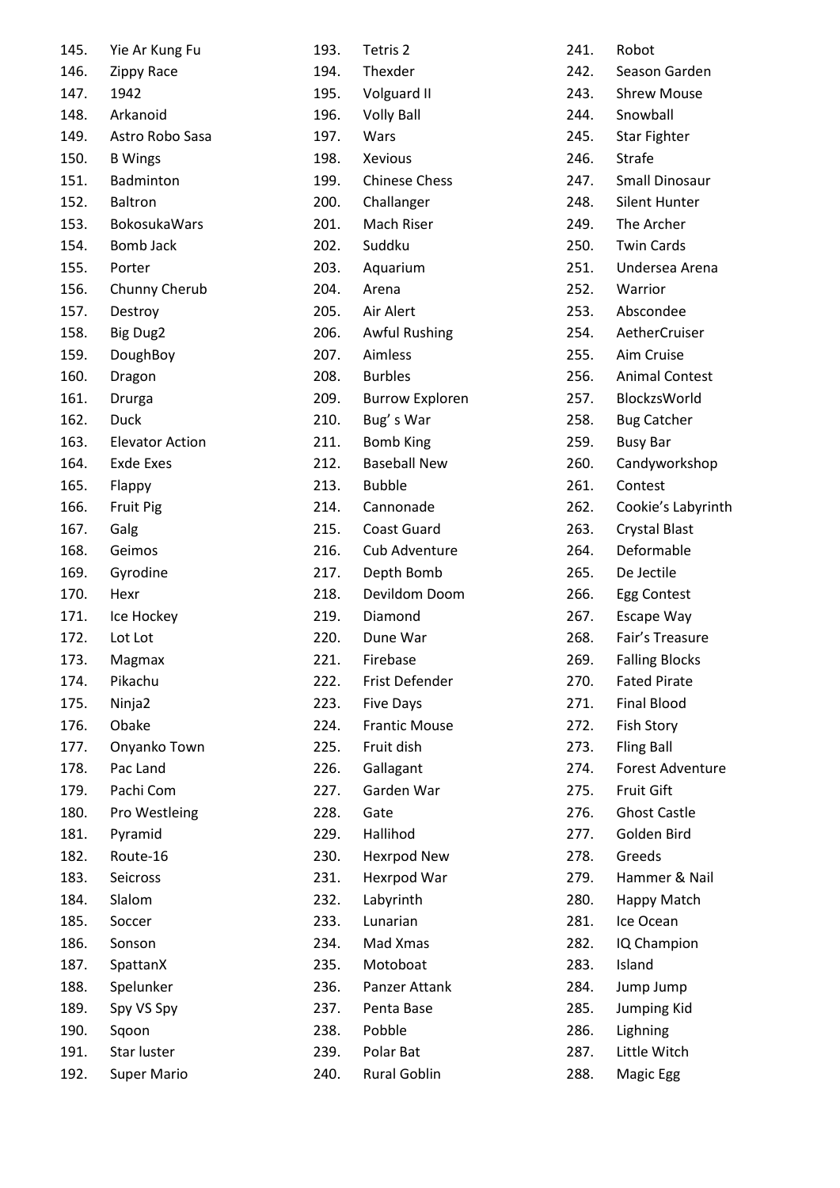145. Yie Ar Kung Fu
146. Zippy Race
147. 1942
148. Arkanoid
149. Astro Robo Sasa
150. B Wings
151. Badminton
152. Baltron
153. BokosukaWars
154. Bomb Jack
155. Porter
156. Chunny Cherub
157. Destroy
158. Big Dug2
159. DoughBoy
160. Dragon
161. Drurga
162. Duck
163. Elevator Action
164. Exde Exes
165. Flappy
166. Fruit Pig
167. Galg
168. Geimos
169. Gyrodine
170. Hexr
171. Ice Hockey
172. Lot Lot
173. Magmax
174. Pikachu
175. Ninja2
176. Obake
177. Onyanko Town
178. Pac Land
179. Pachi Com
180. Pro Westleing
181. Pyramid
182. Route-16
183. Seicross
184. Slalom
185. Soccer
186. Sonson
187. SpattanX
188. Spelunker
189. Spy VS Spy
190. Sqoon
191. Star luster
192. Super Mario
193. Tetris 2
194. Thexder
195. Volguard II
196. Volly Ball
197. Wars
198. Xevious
199. Chinese Chess
200. Challanger
201. Mach Riser
202. Suddku
203. Aquarium
204. Arena
205. Air Alert
206. Awful Rushing
207. Aimless
208. Burbles
209. Burrow Exploren
210. Bug' s War
211. Bomb King
212. Baseball New
213. Bubble
214. Cannonade
215. Coast Guard
216. Cub Adventure
217. Depth Bomb
218. Devildom Doom
219. Diamond
220. Dune War
221. Firebase
222. Frist Defender
223. Five Days
224. Frantic Mouse
225. Fruit dish
226. Gallagant
227. Garden War
228. Gate
229. Hallihod
230. Hexrpod New
231. Hexrpod War
232. Labyrinth
233. Lunarian
234. Mad Xmas
235. Motoboat
236. Panzer Attank
237. Penta Base
238. Pobble
239. Polar Bat
240. Rural Goblin
241. Robot
242. Season Garden
243. Shrew Mouse
244. Snowball
245. Star Fighter
246. Strafe
247. Small Dinosaur
248. Silent Hunter
249. The Archer
250. Twin Cards
251. Undersea Arena
252. Warrior
253. Abscondee
254. AetherCruiser
255. Aim Cruise
256. Animal Contest
257. BlockzsWorld
258. Bug Catcher
259. Busy Bar
260. Candyworkshop
261. Contest
262. Cookie's Labyrinth
263. Crystal Blast
264. Deformable
265. De Jectile
266. Egg Contest
267. Escape Way
268. Fair's Treasure
269. Falling Blocks
270. Fated Pirate
271. Final Blood
272. Fish Story
273. Fling Ball
274. Forest Adventure
275. Fruit Gift
276. Ghost Castle
277. Golden Bird
278. Greeds
279. Hammer & Nail
280. Happy Match
281. Ice Ocean
282. IQ Champion
283. Island
284. Jump Jump
285. Jumping Kid
286. Lighning
287. Little Witch
288. Magic Egg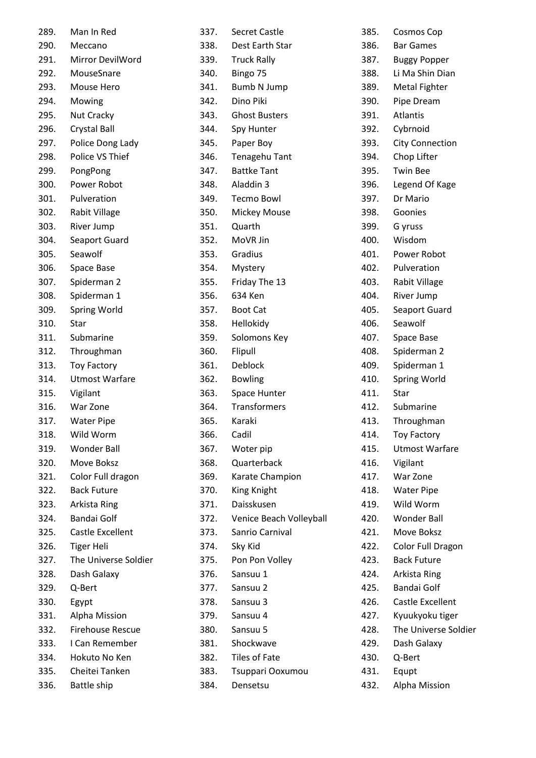289. Man In Red
290. Meccano
291. Mirror DevilWord
292. MouseSnare
293. Mouse Hero
294. Mowing
295. Nut Cracky
296. Crystal Ball
297. Police Dong Lady
298. Police VS Thief
299. PongPong
300. Power Robot
301. Pulveration
302. Rabit Village
303. River Jump
304. Seaport Guard
305. Seawolf
306. Space Base
307. Spiderman 2
308. Spiderman 1
309. Spring World
310. Star
311. Submarine
312. Throughman
313. Toy Factory
314. Utmost Warfare
315. Vigilant
316. War Zone
317. Water Pipe
318. Wild Worm
319. Wonder Ball
320. Move Boksz
321. Color Full dragon
322. Back Future
323. Arkista Ring
324. Bandai Golf
325. Castle Excellent
326. Tiger Heli
327. The Universe Soldier
328. Dash Galaxy
329. Q-Bert
330. Egypt
331. Alpha Mission
332. Firehouse Rescue
333. I Can Remember
334. Hokuto No Ken
335. Cheitei Tanken
336. Battle ship
337. Secret Castle
338. Dest Earth Star
339. Truck Rally
340. Bingo 75
341. Bumb N Jump
342. Dino Piki
343. Ghost Busters
344. Spy Hunter
345. Paper Boy
346. Tenagehu Tant
347. Battke Tant
348. Aladdin 3
349. Tecmo Bowl
350. Mickey Mouse
351. Quarth
352. MoVR Jin
353. Gradius
354. Mystery
355. Friday The 13
356. 634 Ken
357. Boot Cat
358. Hellokidy
359. Solomons Key
360. Flipull
361. Deblock
362. Bowling
363. Space Hunter
364. Transformers
365. Karaki
366. Cadil
367. Woter pip
368. Quarterback
369. Karate Champion
370. King Knight
371. Daisskusen
372. Venice Beach Volleyball
373. Sanrio Carnival
374. Sky Kid
375. Pon Pon Volley
376. Sansuu 1
377. Sansuu 2
378. Sansuu 3
379. Sansuu 4
380. Sansuu 5
381. Shockwave
382. Tiles of Fate
383. Tsuppari Ooxumou
384. Densetsu
385. Cosmos Cop
386. Bar Games
387. Buggy Popper
388. Li Ma Shin Dian
389. Metal Fighter
390. Pipe Dream
391. Atlantis
392. Cybrnoid
393. City Connection
394. Chop Lifter
395. Twin Bee
396. Legend Of Kage
397. Dr Mario
398. Goonies
399. G yruss
400. Wisdom
401. Power Robot
402. Pulveration
403. Rabit Village
404. River Jump
405. Seaport Guard
406. Seawolf
407. Space Base
408. Spiderman 2
409. Spiderman 1
410. Spring World
411. Star
412. Submarine
413. Throughman
414. Toy Factory
415. Utmost Warfare
416. Vigilant
417. War Zone
418. Water Pipe
419. Wild Worm
420. Wonder Ball
421. Move Boksz
422. Color Full Dragon
423. Back Future
424. Arkista Ring
425. Bandai Golf
426. Castle Excellent
427. Kyuukyoku tiger
428. The Universe Soldier
429. Dash Galaxy
430. Q-Bert
431. Equpt
432. Alpha Mission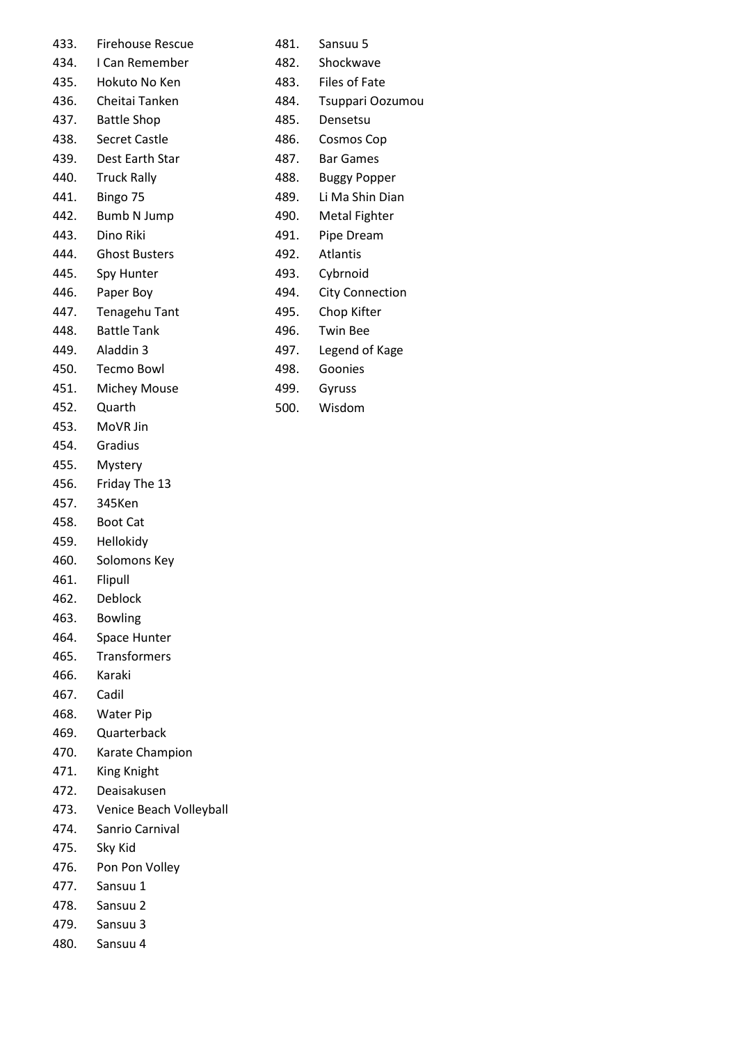433. Firehouse Rescue
434. I Can Remember
435. Hokuto No Ken
436. Cheitai Tanken
437. Battle Shop
438. Secret Castle
439. Dest Earth Star
440. Truck Rally
441. Bingo 75
442. Bumb N Jump
443. Dino Riki
444. Ghost Busters
445. Spy Hunter
446. Paper Boy
447. Tenagehu Tant
448. Battle Tank
449. Aladdin 3
450. Tecmo Bowl
451. Michey Mouse
452. Quarth
453. MoVR Jin
454. Gradius
455. Mystery
456. Friday The 13
457. 345Ken
458. Boot Cat
459. Hellokidy
460. Solomons Key
461. Flipull
462. Deblock
463. Bowling
464. Space Hunter
465. Transformers
466. Karaki
467. Cadil
468. Water Pip
469. Quarterback
470. Karate Champion
471. King Knight
472. Deaisakusen
473. Venice Beach Volleyball
474. Sanrio Carnival
475. Sky Kid
476. Pon Pon Volley
477. Sansuu 1
478. Sansuu 2
479. Sansuu 3
480. Sansuu 4
481. Sansuu 5
482. Shockwave
483. Files of Fate
484. Tsuppari Oozumou
485. Densetsu
486. Cosmos Cop
487. Bar Games
488. Buggy Popper
489. Li Ma Shin Dian
490. Metal Fighter
491. Pipe Dream
492. Atlantis
493. Cybrnoid
494. City Connection
495. Chop Kifter
496. Twin Bee
497. Legend of Kage
498. Goonies
499. Gyruss
500. Wisdom